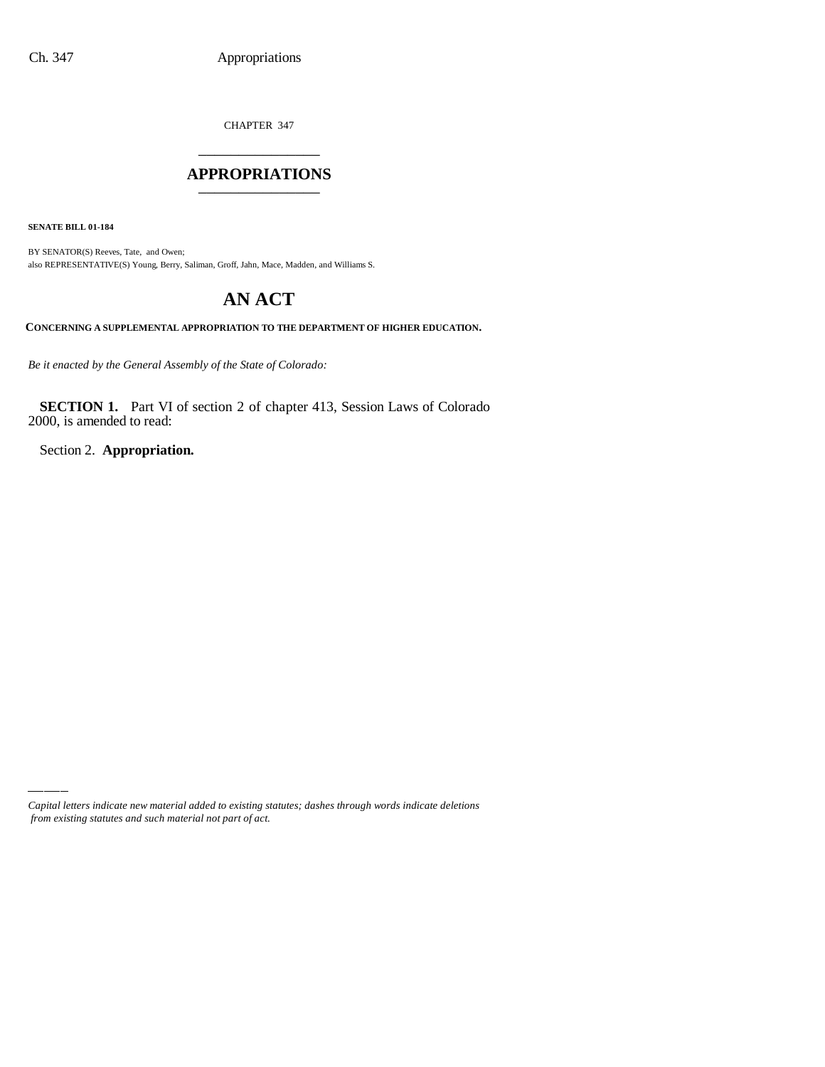CHAPTER 347

# APPROPRIATIONS

**SENATE BILL 01-184**

BY SENATOR(S) Reeves, Tate, and Owen;
also REPRESENTATIVE(S) Young, Berry, Saliman, Groff, Jahn, Mace, Madden, and Williams S.

# AN ACT

**CONCERNING A SUPPLEMENTAL APPROPRIATION TO THE DEPARTMENT OF HIGHER EDUCATION.**

*Be it enacted by the General Assembly of the State of Colorado:*

**SECTION 1.** Part VI of section 2 of chapter 413, Session Laws of Colorado 2000, is amended to read:

Section 2. **Appropriation.**

*Capital letters indicate new material added to existing statutes; dashes through words indicate deletions from existing statutes and such material not part of act.*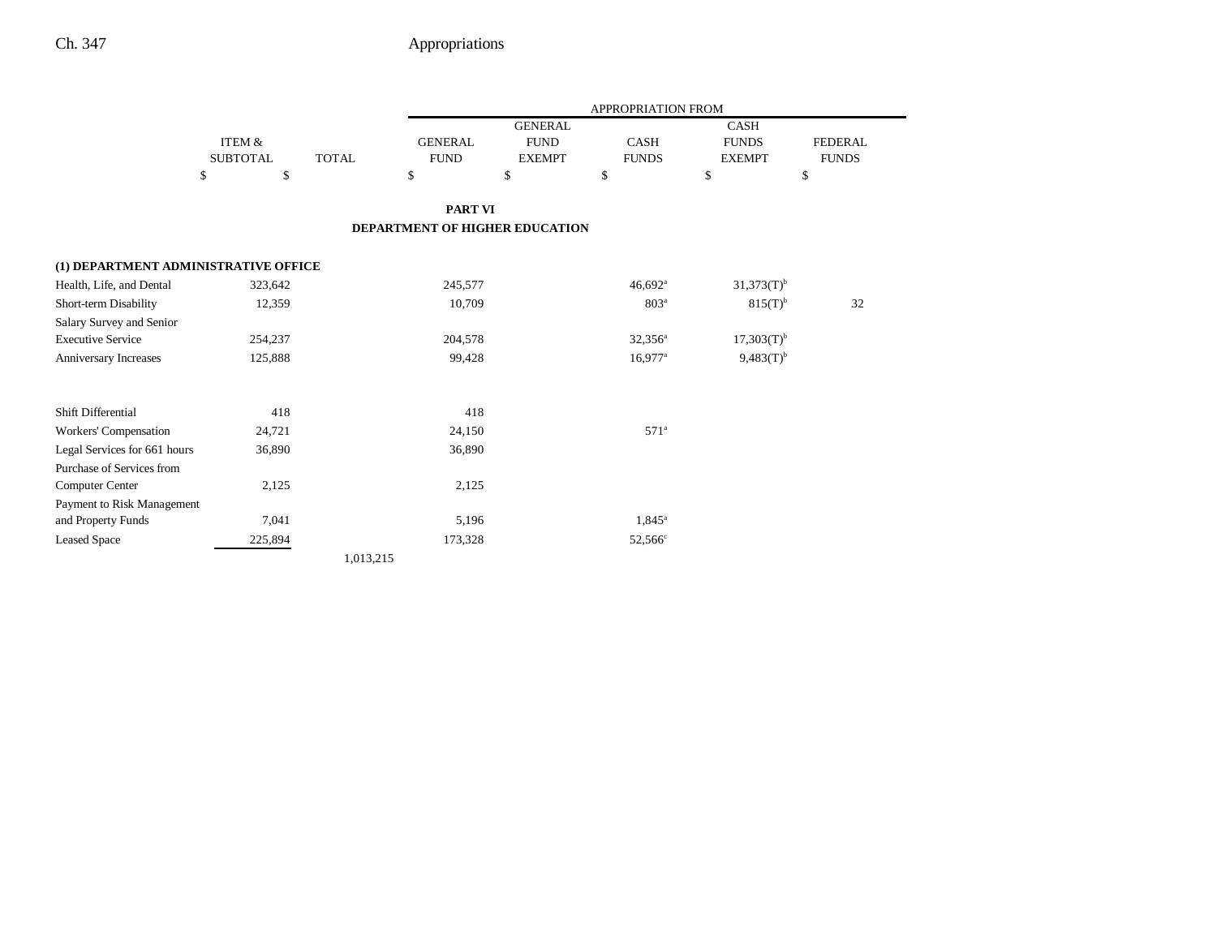## PART VI

## DEPARTMENT OF HIGHER EDUCATION

| | ITEM & SUBTOTAL | TOTAL | GENERAL FUND | GENERAL FUND EXEMPT | CASH FUNDS | CASH FUNDS EXEMPT | FEDERAL FUNDS |
|---|---|---|---|---|---|---|---|
| | $ | $ | $ | $ | $ | $ | $ |
| **(1) DEPARTMENT ADMINISTRATIVE OFFICE** | | | | | | | |
| Health, Life, and Dental | 323,642 | | 245,577 | | 46,692[a] | 31,373(T)[b] | |
| Short-term Disability | 12,359 | | 10,709 | | 803[a] | 815(T)[b] | 32 |
| Salary Survey and Senior Executive Service | 254,237 | | 204,578 | | 32,356[a] | 17,303(T)[b] | |
| Anniversary Increases | 125,888 | | 99,428 | | 16,977[a] | 9,483(T)[b] | |
| Shift Differential | 418 | | 418 | | | | |
| Workers' Compensation | 24,721 | | 24,150 | | 571[a] | | |
| Legal Services for 661 hours | 36,890 | | 36,890 | | | | |
| Purchase of Services from Computer Center | 2,125 | | 2,125 | | | | |
| Payment to Risk Management and Property Funds | 7,041 | | 5,196 | | 1,845[a] | | |
| Leased Space | 225,894 | | 173,328 | | 52,566[c] | | |
| | | 1,013,215 | | | | | |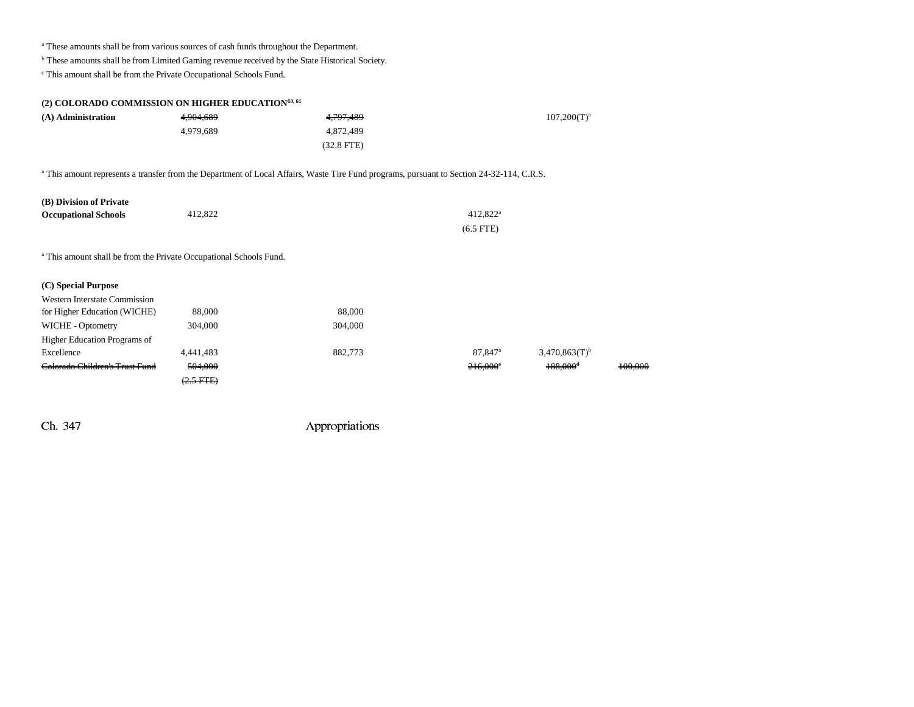[a] These amounts shall be from various sources of cash funds throughout the Department.

[b] These amounts shall be from Limited Gaming revenue received by the State Historical Society.

[c] This amount shall be from the Private Occupational Schools Fund.

**(2) COLORADO COMMISSION ON HIGHER EDUCATION[60, 61]**

| | Total | General Fund | Cash Funds | Cash Funds Exempt | Federal Funds |
|---|---|---|---|---|---|
| **(A) Administration** | ~~4,904,689~~ | ~~4,797,489~~ | | 107,200(T)[a] | |
| | 4,979,689 | 4,872,489 | | | |
| | | (32.8 FTE) | | | |

[a] This amount represents a transfer from the Department of Local Affairs, Waste Tire Fund programs, pursuant to Section 24-32-114, C.R.S.

| | Total | General Fund | Cash Funds | Cash Funds Exempt | Federal Funds |
|---|---|---|---|---|---|
| **(B) Division of Private Occupational Schools** | 412,822 | | 412,822[a] | | |
| | | | (6.5 FTE) | | |

[a] This amount shall be from the Private Occupational Schools Fund.

| **(C) Special Purpose** | Total | General Fund | Cash Funds | Cash Funds Exempt | Federal Funds |
|---|---|---|---|---|---|
| Western Interstate Commission for Higher Education (WICHE) | 88,000 | 88,000 | | | |
| WICHE - Optometry | 304,000 | 304,000 | | | |
| Higher Education Programs of Excellence | 4,441,483 | 882,773 | 87,847[a] | 3,470,863(T)[b] | |
| ~~Colorado Children's Trust Fund~~ | ~~504,000~~ | | ~~216,000~~[c] | ~~188,000~~[d] | ~~100,000~~ |
| | ~~(2.5 FTE)~~ | | | | |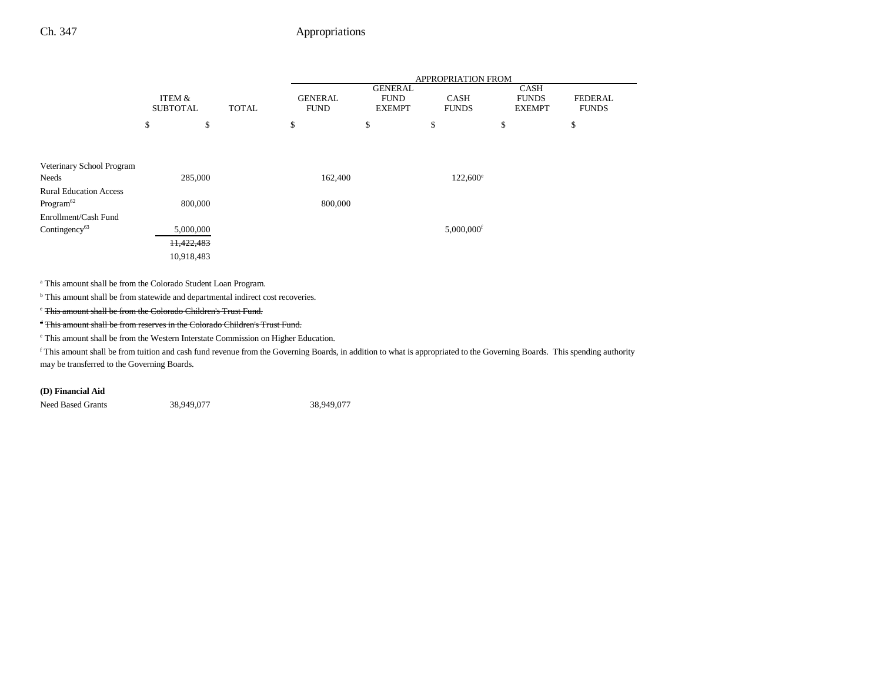| | ITEM & SUBTOTAL | TOTAL | GENERAL FUND | GENERAL FUND EXEMPT | CASH FUNDS | CASH FUNDS EXEMPT | FEDERAL FUNDS |
|---|---|---|---|---|---|---|---|
| | | | APPROPRIATION FROM | | | | |
| | $ | $ | $ | $ | $ | $ | $ |
| Veterinary School Program Needs | 285,000 | | 162,400 | | 122,600[e] | | |
| Rural Education Access Program[62] | 800,000 | | 800,000 | | | | |
| Enrollment/Cash Fund Contingency[63] | 5,000,000 | | | | 5,000,000[f] | | |
| | ~~11,422,483~~ | | | | | | |
| | 10,918,483 | | | | | | |

[a] This amount shall be from the Colorado Student Loan Program.

[b] This amount shall be from statewide and departmental indirect cost recoveries.

~~[c] This amount shall be from the Colorado Children's Trust Fund.~~

~~[d] This amount shall be from reserves in the Colorado Children's Trust Fund.~~

[e] This amount shall be from the Western Interstate Commission on Higher Education.

[f] This amount shall be from tuition and cash fund revenue from the Governing Boards, in addition to what is appropriated to the Governing Boards. This spending authority may be transferred to the Governing Boards.

**(D) Financial Aid**

| | ITEM & SUBTOTAL | TOTAL | GENERAL FUND | GENERAL FUND EXEMPT | CASH FUNDS | CASH FUNDS EXEMPT | FEDERAL FUNDS |
|---|---|---|---|---|---|---|---|
| Need Based Grants | 38,949,077 | | 38,949,077 | | | | |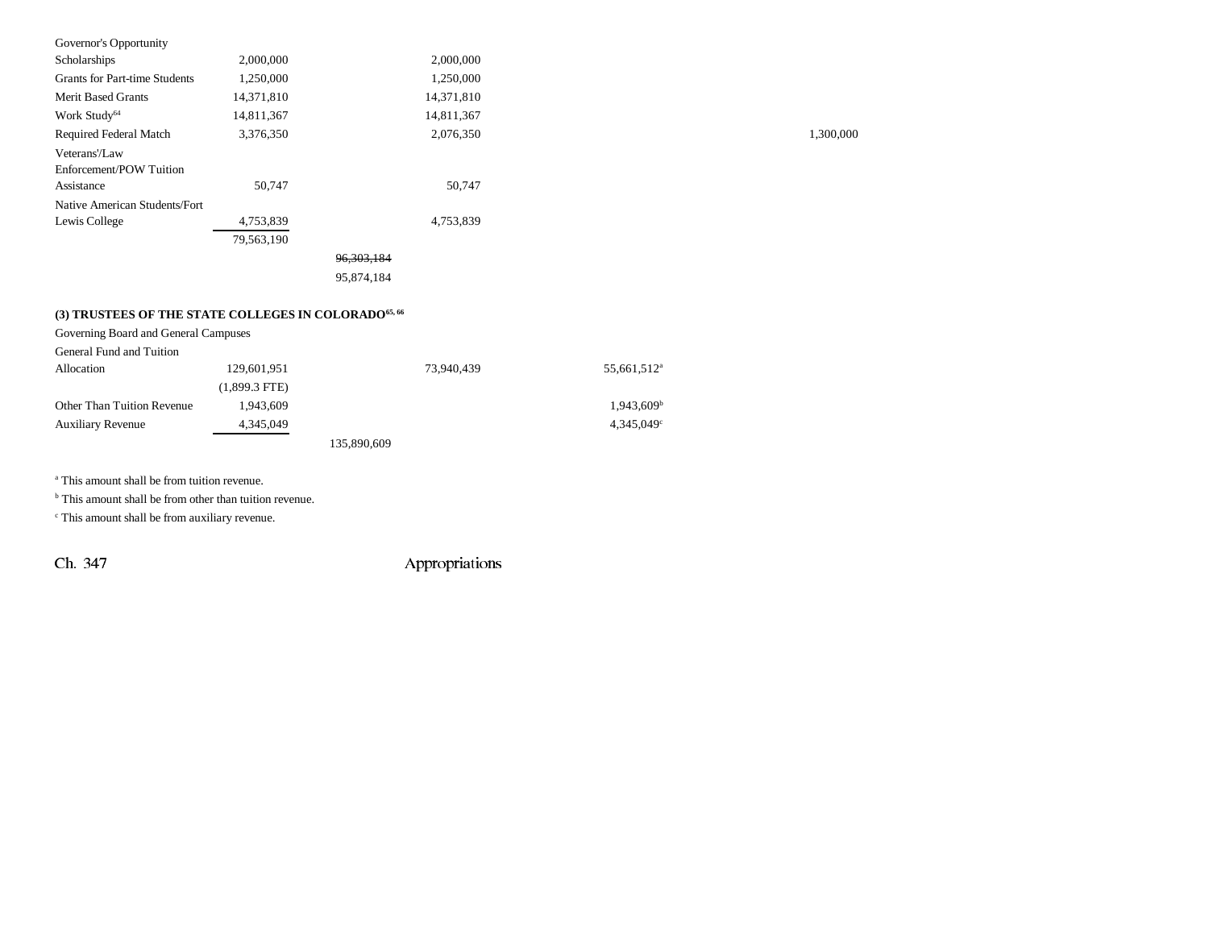| | | | | | | |
|---|---|---|---|---|---|---|
| Governor's Opportunity Scholarships | 2,000,000 | | 2,000,000 | | | |
| Grants for Part-time Students | 1,250,000 | | 1,250,000 | | | |
| Merit Based Grants | 14,371,810 | | 14,371,810 | | | |
| Work Study[64] | 14,811,367 | | 14,811,367 | | | |
| Required Federal Match | 3,376,350 | | 2,076,350 | | | 1,300,000 |
| Veterans'/Law Enforcement/POW Tuition Assistance | 50,747 | | 50,747 | | | |
| Native American Students/Fort Lewis College | 4,753,839 | | 4,753,839 | | | |
| | 79,563,190 | | | | | |
| | | ~~96,303,184~~ | | | | |
| | | 95,874,184 | | | | |

**(3) TRUSTEES OF THE STATE COLLEGES IN COLORADO[65, 66]**

| | | | | | | |
|---|---|---|---|---|---|---|
| Governing Board and General Campuses | | | | | | |
| General Fund and Tuition Allocation | 129,601,951 | | 73,940,439 | 55,661,512[a] | | |
| | (1,899.3 FTE) | | | | | |
| Other Than Tuition Revenue | 1,943,609 | | | 1,943,609[b] | | |
| Auxiliary Revenue | 4,345,049 | | | 4,345,049[c] | | |
| | | 135,890,609 | | | | |

[a] This amount shall be from tuition revenue.

[b] This amount shall be from other than tuition revenue.

[c] This amount shall be from auxiliary revenue.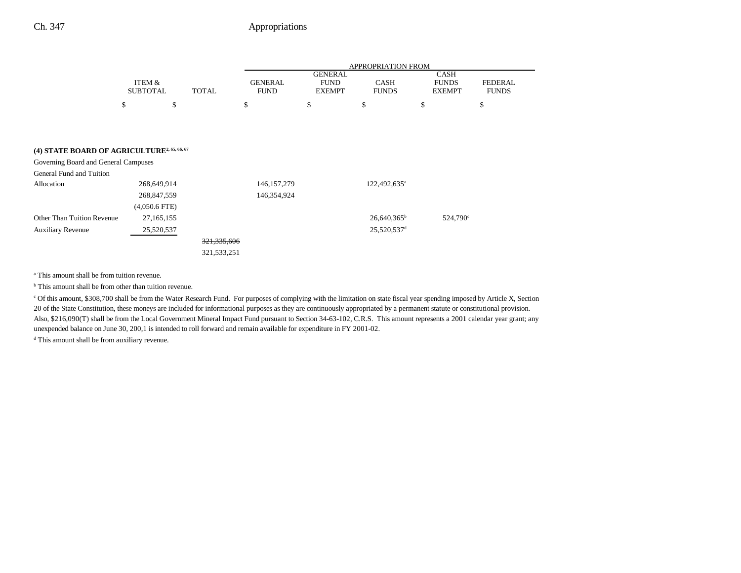| | ITEM & SUBTOTAL | TOTAL | APPROPRIATION FROM GENERAL FUND | GENERAL FUND EXEMPT | CASH FUNDS | CASH FUNDS EXEMPT | FEDERAL FUNDS |
|---|---|---|---|---|---|---|---|
| | $ | $ | $ | $ | $ | $ | $ |
| **(4) STATE BOARD OF AGRICULTURE**[2, 65, 66, 67] | | | | | | | |
| Governing Board and General Campuses | | | | | | | |
| General Fund and Tuition | | | | | | | |
| Allocation | ~~268,649,914~~ | | ~~146,157,279~~ | | 122,492,635[a] | | |
| | 268,847,559 | | 146,354,924 | | | | |
| | (4,050.6 FTE) | | | | | | |
| Other Than Tuition Revenue | 27,165,155 | | | | 26,640,365[b] | 524,790[c] | |
| Auxiliary Revenue | 25,520,537 | | | | 25,520,537[d] | | |
| | | ~~321,335,606~~ | | | | | |
| | | 321,533,251 | | | | | |

[a] This amount shall be from tuition revenue.

[b] This amount shall be from other than tuition revenue.

[c] Of this amount, $308,700 shall be from the Water Research Fund. For purposes of complying with the limitation on state fiscal year spending imposed by Article X, Section 20 of the State Constitution, these moneys are included for informational purposes as they are continuously appropriated by a permanent statute or constitutional provision. Also, $216,090(T) shall be from the Local Government Mineral Impact Fund pursuant to Section 34-63-102, C.R.S. This amount represents a 2001 calendar year grant; any unexpended balance on June 30, 200,1 is intended to roll forward and remain available for expenditure in FY 2001-02.

[d] This amount shall be from auxiliary revenue.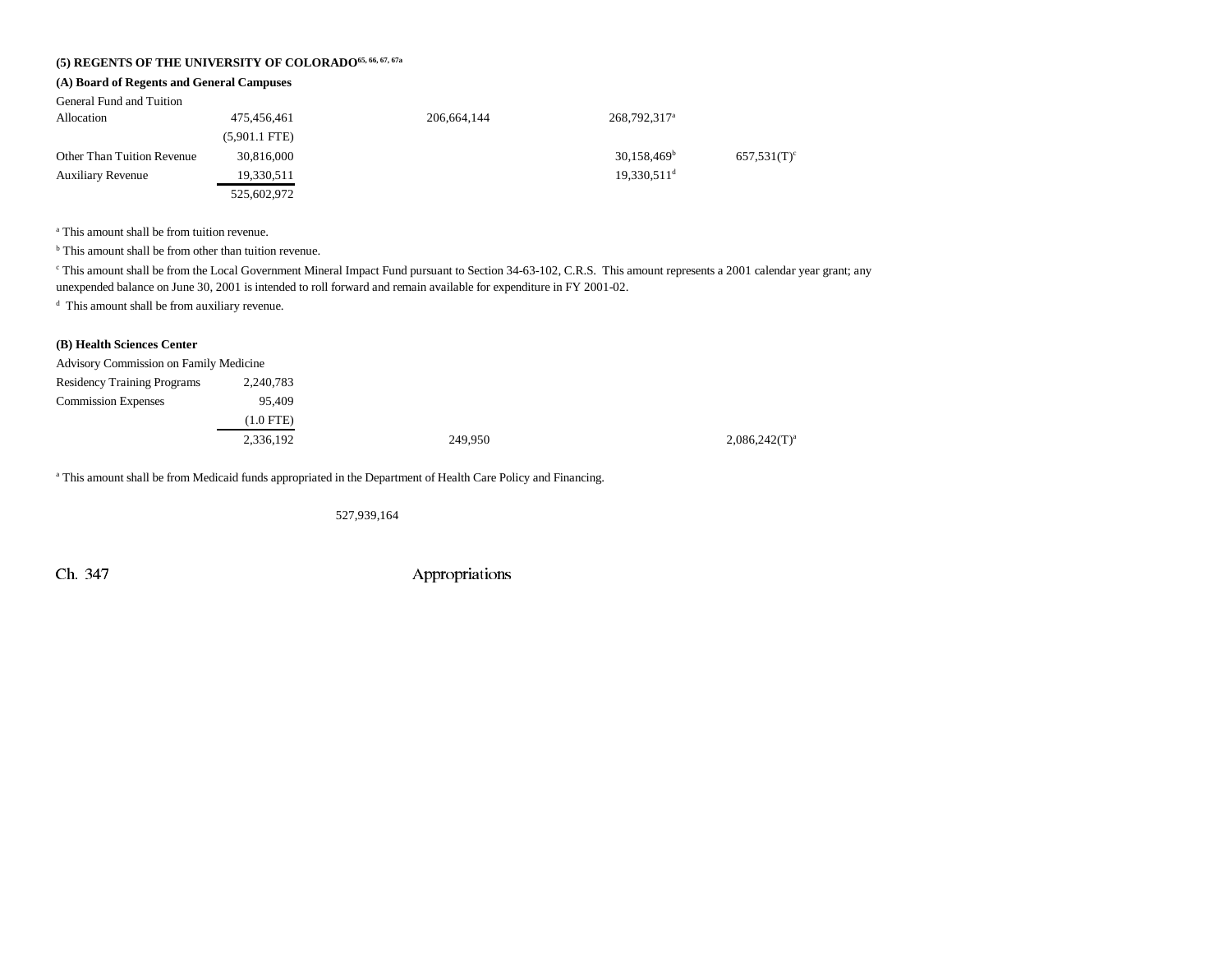### (5) REGENTS OF THE UNIVERSITY OF COLORADO[65, 66, 67, 67a]

#### (A) Board of Regents and General Campuses

| | Total | | | | |
|---|---|---|---|---|---|
| General Fund and Tuition Allocation | 475,456,461 | 206,664,144 | | 268,792,317[a] | |
| | (5,901.1 FTE) | | | | |
| Other Than Tuition Revenue | 30,816,000 | | | 30,158,469[b] | 657,531(T)[c] |
| Auxiliary Revenue | 19,330,511 | | | 19,330,511[d] | |
| | 525,602,972 | | | | |

[a] This amount shall be from tuition revenue.

[b] This amount shall be from other than tuition revenue.

[c] This amount shall be from the Local Government Mineral Impact Fund pursuant to Section 34-63-102, C.R.S. This amount represents a 2001 calendar year grant; any unexpended balance on June 30, 2001 is intended to roll forward and remain available for expenditure in FY 2001-02.

[d] This amount shall be from auxiliary revenue.

#### (B) Health Sciences Center

| | Total | | | | |
|---|---|---|---|---|---|
| Advisory Commission on Family Medicine | | | | | |
| Residency Training Programs | 2,240,783 | | | | |
| Commission Expenses | 95,409 | | | | |
| | (1.0 FTE) | | | | |
| | 2,336,192 | 249,950 | | | 2,086,242(T)[a] |

[a] This amount shall be from Medicaid funds appropriated in the Department of Health Care Policy and Financing.

527,939,164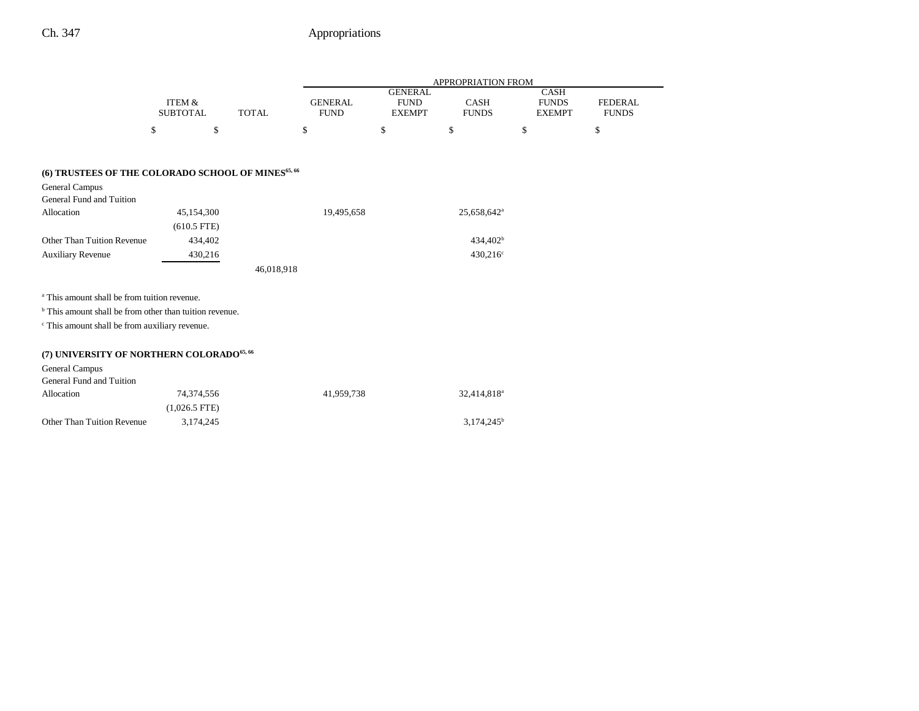| | ITEM & SUBTOTAL | TOTAL | APPROPRIATION FROM GENERAL FUND | GENERAL FUND EXEMPT | CASH FUNDS | CASH FUNDS EXEMPT | FEDERAL FUNDS |
|---|---|---|---|---|---|---|---|
| | $ | $ | $ | $ | $ | $ | $ |
| **(6) TRUSTEES OF THE COLORADO SCHOOL OF MINES**[65, 66] | | | | | | | |
| General Campus | | | | | | | |
| General Fund and Tuition | | | | | | | |
| Allocation | 45,154,300 | | 19,495,658 | | 25,658,642[a] | | |
| | (610.5 FTE) | | | | | | |
| Other Than Tuition Revenue | 434,402 | | | | 434,402[b] | | |
| Auxiliary Revenue | 430,216 | | | | 430,216[c] | | |
| | | 46,018,918 | | | | | |

[a] This amount shall be from tuition revenue.

[b] This amount shall be from other than tuition revenue.

[c] This amount shall be from auxiliary revenue.

| | ITEM & SUBTOTAL | TOTAL | GENERAL FUND | GENERAL FUND EXEMPT | CASH FUNDS | CASH FUNDS EXEMPT | FEDERAL FUNDS |
|---|---|---|---|---|---|---|---|
| **(7) UNIVERSITY OF NORTHERN COLORADO**[65, 66] | | | | | | | |
| General Campus | | | | | | | |
| General Fund and Tuition | | | | | | | |
| Allocation | 74,374,556 | | 41,959,738 | | 32,414,818[a] | | |
| | (1,026.5 FTE) | | | | | | |
| Other Than Tuition Revenue | 3,174,245 | | | | 3,174,245[b] | | |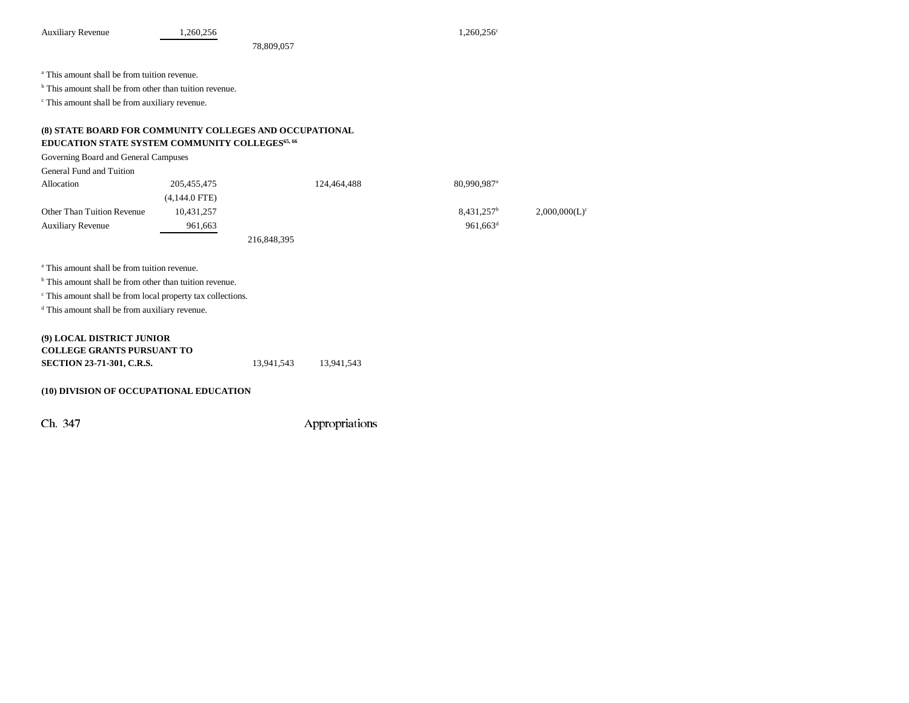| | | | | | | |
|---|---|---|---|---|---|---|
| Auxiliary Revenue | 1,260,256 | | | | 1,260,256[c] | |
| | | 78,809,057 | | | | |

[a] This amount shall be from tuition revenue.

[b] This amount shall be from other than tuition revenue.

[c] This amount shall be from auxiliary revenue.

**(8) STATE BOARD FOR COMMUNITY COLLEGES AND OCCUPATIONAL EDUCATION STATE SYSTEM COMMUNITY COLLEGES[65, 66]**

| | | | | | | |
|---|---|---|---|---|---|---|
| Governing Board and General Campuses | | | | | | |
| General Fund and Tuition Allocation | 205,455,475 | | 124,464,488 | | 80,990,987[a] | |
| | (4,144.0 FTE) | | | | | |
| Other Than Tuition Revenue | 10,431,257 | | | | 8,431,257[b] | 2,000,000(L)[c] |
| Auxiliary Revenue | 961,663 | | | | 961,663[d] | |
| | | 216,848,395 | | | | |

[a] This amount shall be from tuition revenue.

[b] This amount shall be from other than tuition revenue.

[c] This amount shall be from local property tax collections.

[d] This amount shall be from auxiliary revenue.

| | | | | | | |
|---|---|---|---|---|---|---|
| **(9) LOCAL DISTRICT JUNIOR COLLEGE GRANTS PURSUANT TO SECTION 23-71-301, C.R.S.** | | 13,941,543 | 13,941,543 | | | |

**(10) DIVISION OF OCCUPATIONAL EDUCATION**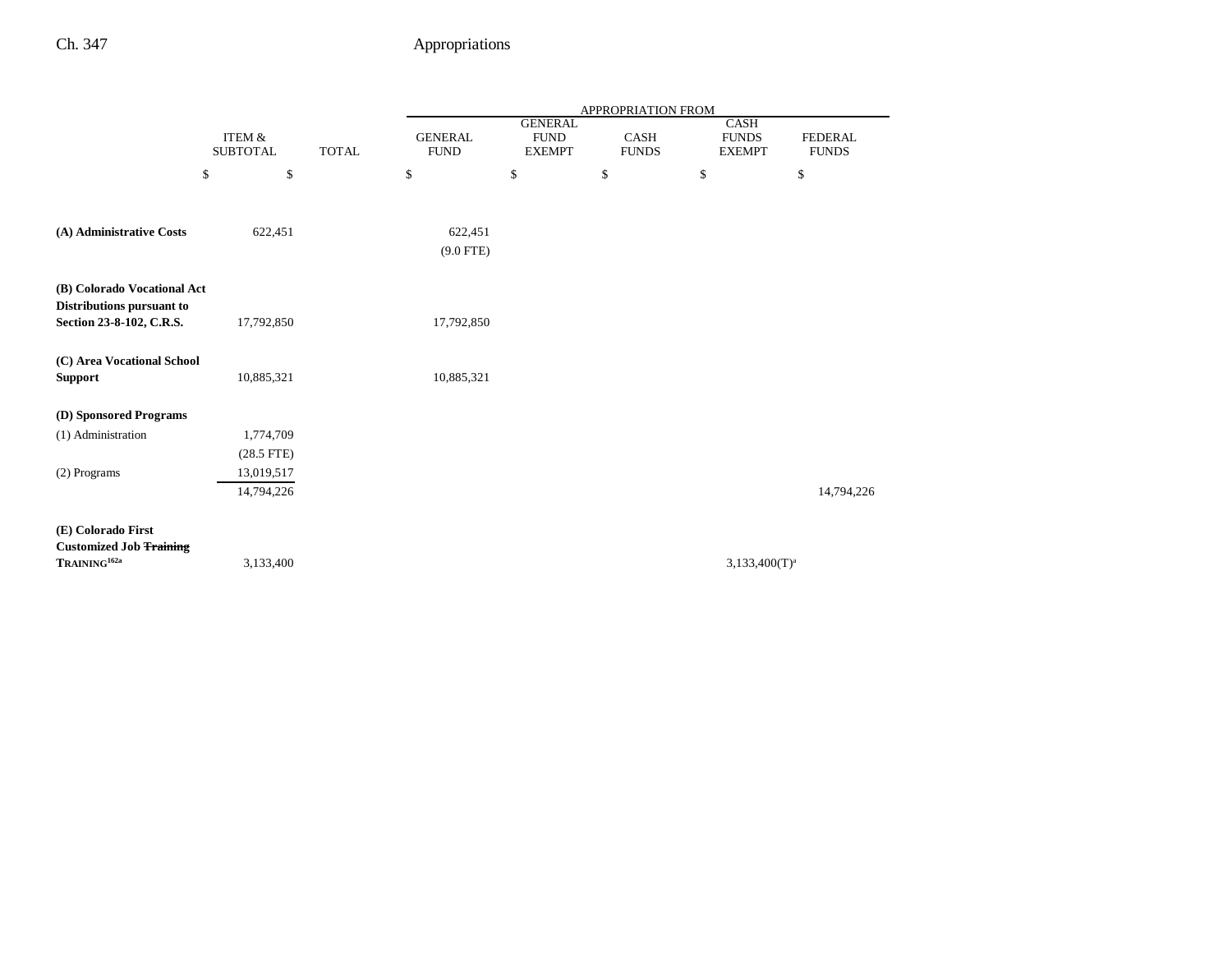| | ITEM & SUBTOTAL | TOTAL | APPROPRIATION FROM GENERAL FUND | GENERAL FUND EXEMPT | CASH FUNDS | CASH FUNDS EXEMPT | FEDERAL FUNDS |
|---|---|---|---|---|---|---|---|
| | $ | $ | $ | $ | $ | $ | $ |
| **(A) Administrative Costs** | 622,451 | | 622,451 (9.0 FTE) | | | | |
| **(B) Colorado Vocational Act Distributions pursuant to Section 23-8-102, C.R.S.** | 17,792,850 | | 17,792,850 | | | | |
| **(C) Area Vocational School Support** | 10,885,321 | | 10,885,321 | | | | |
| **(D) Sponsored Programs** | | | | | | | |
| (1) Administration | 1,774,709 (28.5 FTE) | | | | | | |
| (2) Programs | 13,019,517 | | | | | | |
| | 14,794,226 | | | | | | 14,794,226 |
| **(E) Colorado First Customized Job ~~Training~~ TRAINING[162a]** | 3,133,400 | | | | | 3,133,400(T)[a] | |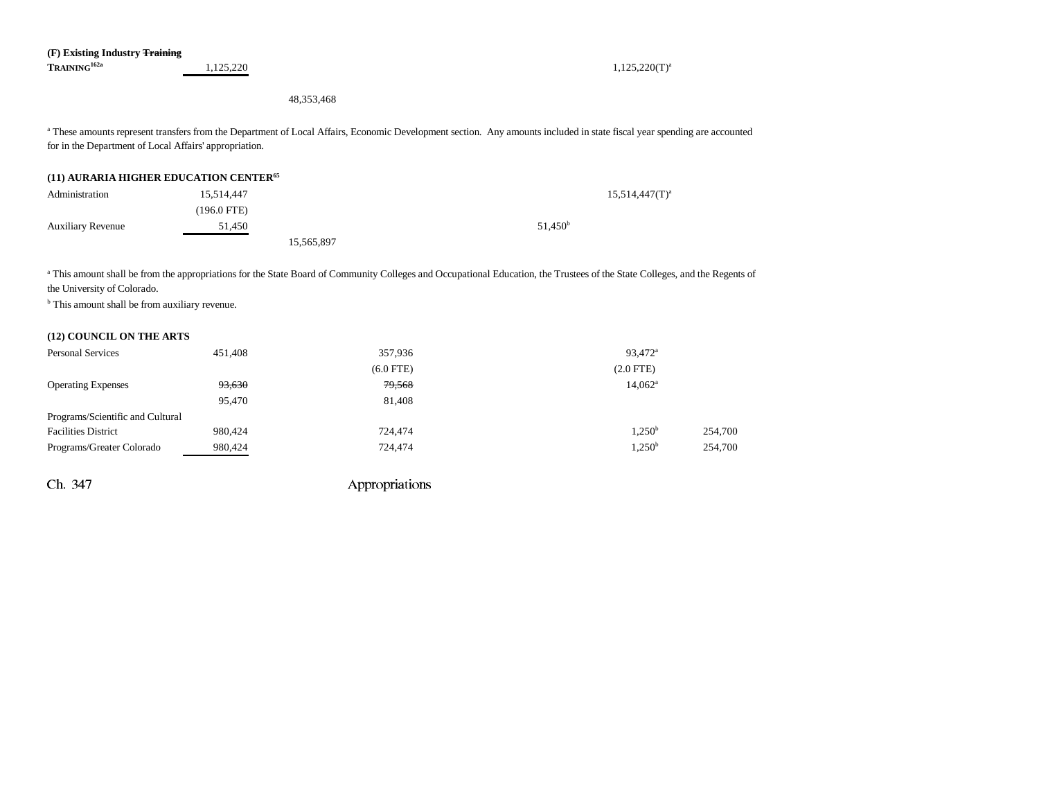| | | | | | | |
|---|---|---|---|---|---|---|
| **(F) Existing Industry ~~Training~~ TRAINING[162a]** | 1,125,220 | | | | 1,125,220(T)[a] | |
| | | 48,353,468 | | | | |

[a] These amounts represent transfers from the Department of Local Affairs, Economic Development section. Any amounts included in state fiscal year spending are accounted for in the Department of Local Affairs' appropriation.

**(11) AURARIA HIGHER EDUCATION CENTER[65]**

| | | | | | | |
|---|---|---|---|---|---|---|
| Administration | 15,514,447 | | | | 15,514,447(T)[a] | |
| | (196.0 FTE) | | | | | |
| Auxiliary Revenue | 51,450 | | | 51,450[b] | | |
| | | 15,565,897 | | | | |

[a] This amount shall be from the appropriations for the State Board of Community Colleges and Occupational Education, the Trustees of the State Colleges, and the Regents of the University of Colorado.

[b] This amount shall be from auxiliary revenue.

**(12) COUNCIL ON THE ARTS**

| | | | | | | |
|---|---|---|---|---|---|---|
| Personal Services | 451,408 | | 357,936 | | 93,472[a] | |
| | | | (6.0 FTE) | | (2.0 FTE) | |
| Operating Expenses | ~~93,630~~ | | ~~79,568~~ | | 14,062[a] | |
| | 95,470 | | 81,408 | | | |
| Programs/Scientific and Cultural Facilities District | 980,424 | | 724,474 | | 1,250[b] | 254,700 |
| Programs/Greater Colorado | 980,424 | | 724,474 | | 1,250[b] | 254,700 |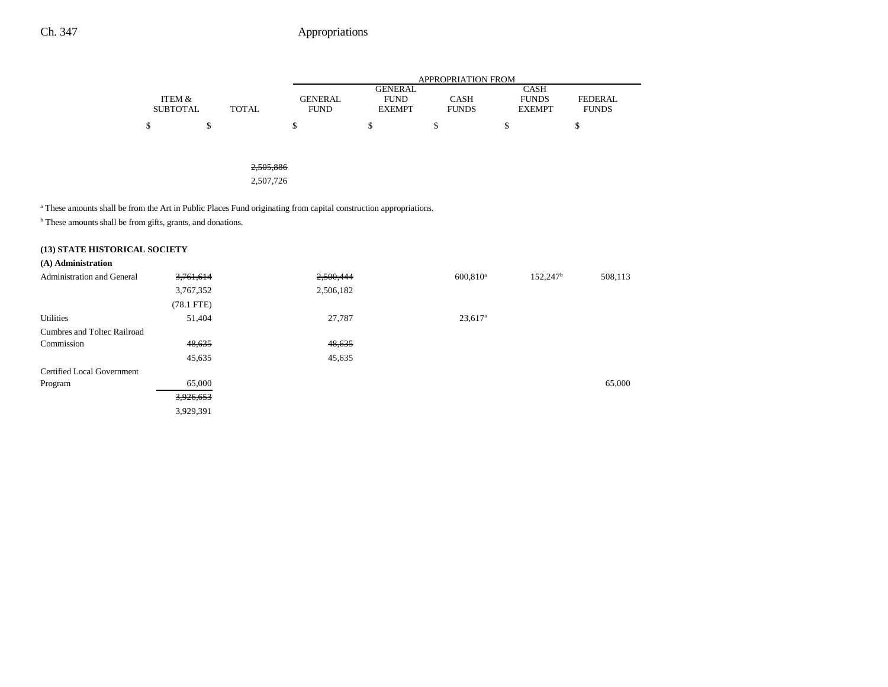| | ITEM & SUBTOTAL | TOTAL | GENERAL FUND | GENERAL FUND EXEMPT | CASH FUNDS | CASH FUNDS EXEMPT | FEDERAL FUNDS |
|---|---|---|---|---|---|---|---|
| | $ | $ | $ | $ | $ | $ | $ |
| | | ~~2,505,886~~ | | | | | |
| | | 2,507,726 | | | | | |

[a] These amounts shall be from the Art in Public Places Fund originating from capital construction appropriations.

[b] These amounts shall be from gifts, grants, and donations.

**(13) STATE HISTORICAL SOCIETY**

**(A) Administration**

| | ITEM & SUBTOTAL | TOTAL | GENERAL FUND | GENERAL FUND EXEMPT | CASH FUNDS | CASH FUNDS EXEMPT | FEDERAL FUNDS |
|---|---|---|---|---|---|---|---|
| Administration and General | ~~3,761,614~~ | | ~~2,500,444~~ | | 600,810[a] | 152,247[b] | 508,113 |
| | 3,767,352 | | 2,506,182 | | | | |
| | (78.1 FTE) | | | | | | |
| Utilities | 51,404 | | 27,787 | | 23,617[a] | | |
| Cumbres and Toltec Railroad Commission | ~~48,635~~ | | ~~48,635~~ | | | | |
| | 45,635 | | 45,635 | | | | |
| Certified Local Government Program | 65,000 | | | | | | 65,000 |
| | ~~3,926,653~~ | | | | | | |
| | 3,929,391 | | | | | | |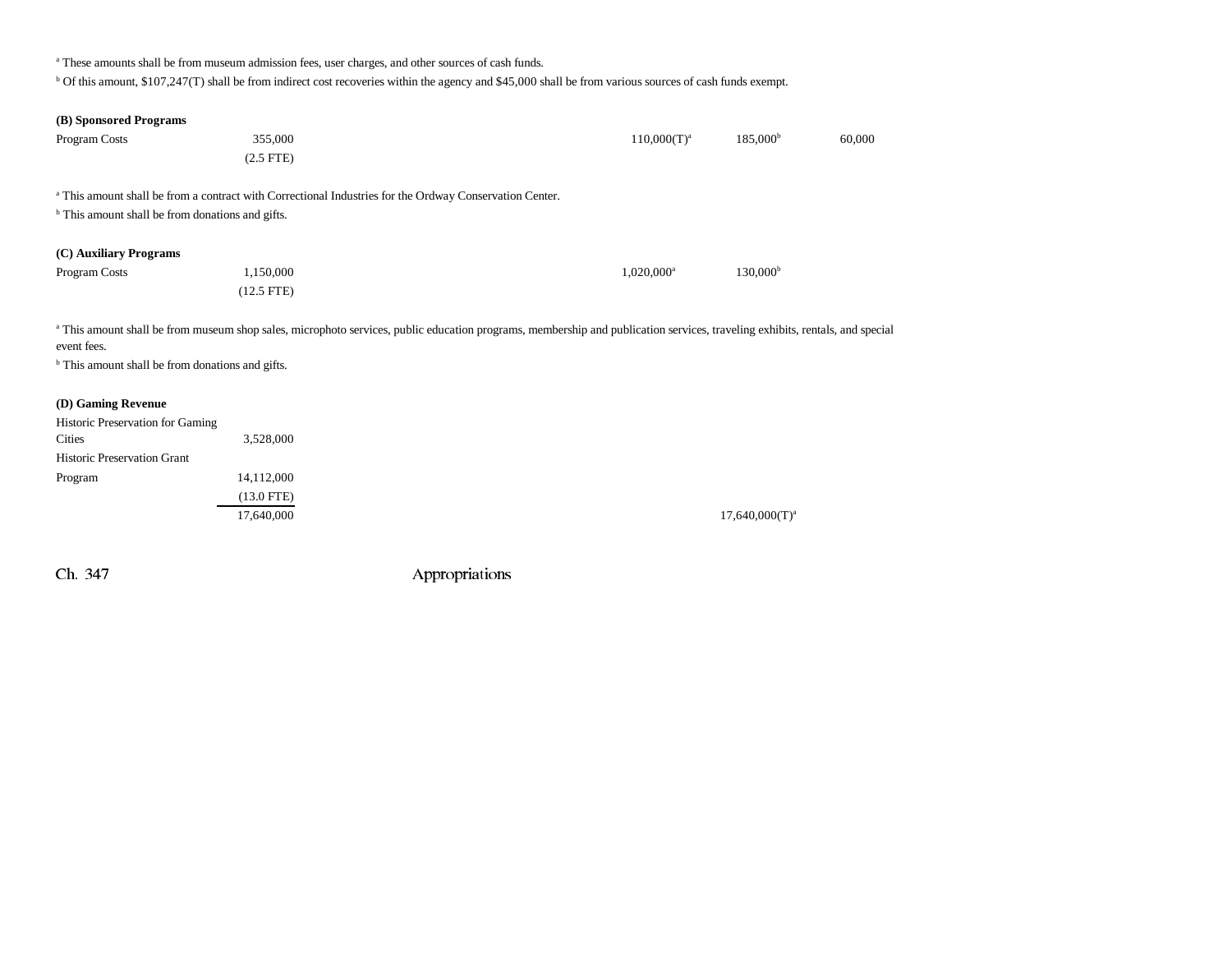[a] These amounts shall be from museum admission fees, user charges, and other sources of cash funds.

[b] Of this amount, $107,247(T) shall be from indirect cost recoveries within the agency and $45,000 shall be from various sources of cash funds exempt.

| | | | | | | | |
|---|---|---|---|---|---|---|---|
| **(B) Sponsored Programs** | | | | | | | |
| Program Costs | 355,000 | | | | 110,000(T)[a] | 185,000[b] | 60,000 |
| | (2.5 FTE) | | | | | | |

[a] This amount shall be from a contract with Correctional Industries for the Ordway Conservation Center.

[b] This amount shall be from donations and gifts.

| | | | | | | | |
|---|---|---|---|---|---|---|---|
| **(C) Auxiliary Programs** | | | | | | | |
| Program Costs | 1,150,000 | | | | 1,020,000[a] | 130,000[b] | |
| | (12.5 FTE) | | | | | | |

[a] This amount shall be from museum shop sales, microphoto services, public education programs, membership and publication services, traveling exhibits, rentals, and special event fees.

[b] This amount shall be from donations and gifts.

| | | | | | | | |
|---|---|---|---|---|---|---|---|
| **(D) Gaming Revenue** | | | | | | | |
| Historic Preservation for Gaming Cities | 3,528,000 | | | | | | |
| Historic Preservation Grant Program | 14,112,000 | | | | | | |
| | (13.0 FTE) | | | | | | |
| | 17,640,000 | | | | | 17,640,000(T)[a] | |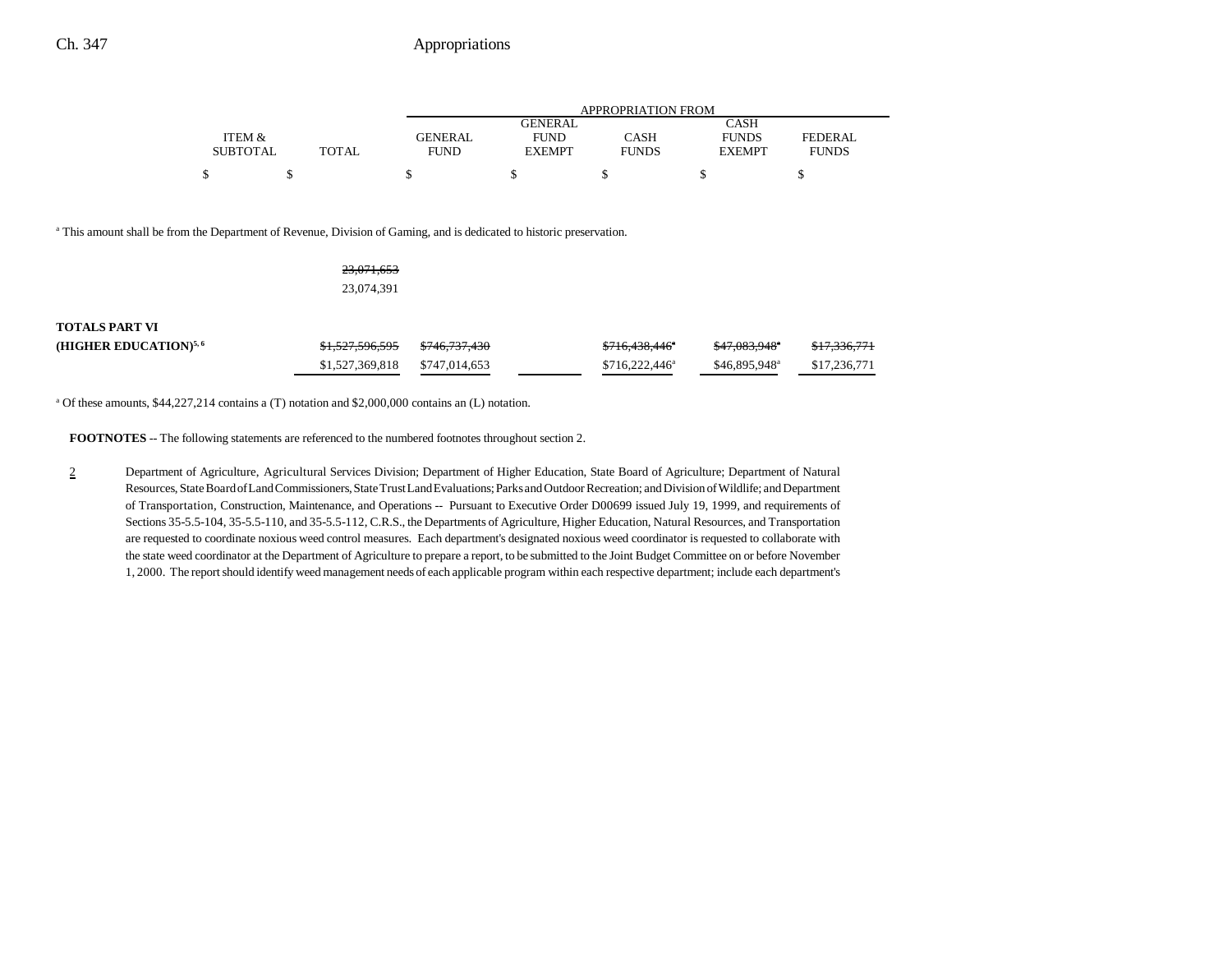| | ITEM & SUBTOTAL | TOTAL | GENERAL FUND | GENERAL FUND EXEMPT | CASH FUNDS | CASH FUNDS EXEMPT | FEDERAL FUNDS |
|---|---|---|---|---|---|---|---|
| | | | APPROPRIATION FROM | | | | |
| | $ | $ | $ | $ | $ | $ | $ |

[a] This amount shall be from the Department of Revenue, Division of Gaming, and is dedicated to historic preservation.

| | ITEM & SUBTOTAL | TOTAL | GENERAL FUND | GENERAL FUND EXEMPT | CASH FUNDS | CASH FUNDS EXEMPT | FEDERAL FUNDS |
|---|---|---|---|---|---|---|---|
| | | ~~23,071,653~~ | | | | | |
| | | 23,074,391 | | | | | |
| **TOTALS PART VI (HIGHER EDUCATION)**[5, 6] | | ~~$1,527,596,595~~ | ~~$746,737,430~~ | | ~~$716,438,446~~[a] | ~~$47,083,948~~[a] | ~~$17,336,771~~ |
| | | $1,527,369,818 | $747,014,653 | | $716,222,446[a] | $46,895,948[a] | $17,236,771 |

[a] Of these amounts, $44,227,214 contains a (T) notation and $2,000,000 contains an (L) notation.

**FOOTNOTES** -- The following statements are referenced to the numbered footnotes throughout section 2.

2 Department of Agriculture, Agricultural Services Division; Department of Higher Education, State Board of Agriculture; Department of Natural Resources, State Board of Land Commissioners, State Trust Land Evaluations; Parks and Outdoor Recreation; and Division of Wildlife; and Department of Transportation, Construction, Maintenance, and Operations -- Pursuant to Executive Order D00699 issued July 19, 1999, and requirements of Sections 35-5.5-104, 35-5.5-110, and 35-5.5-112, C.R.S., the Departments of Agriculture, Higher Education, Natural Resources, and Transportation are requested to coordinate noxious weed control measures. Each department's designated noxious weed coordinator is requested to collaborate with the state weed coordinator at the Department of Agriculture to prepare a report, to be submitted to the Joint Budget Committee on or before November 1, 2000. The report should identify weed management needs of each applicable program within each respective department; include each department's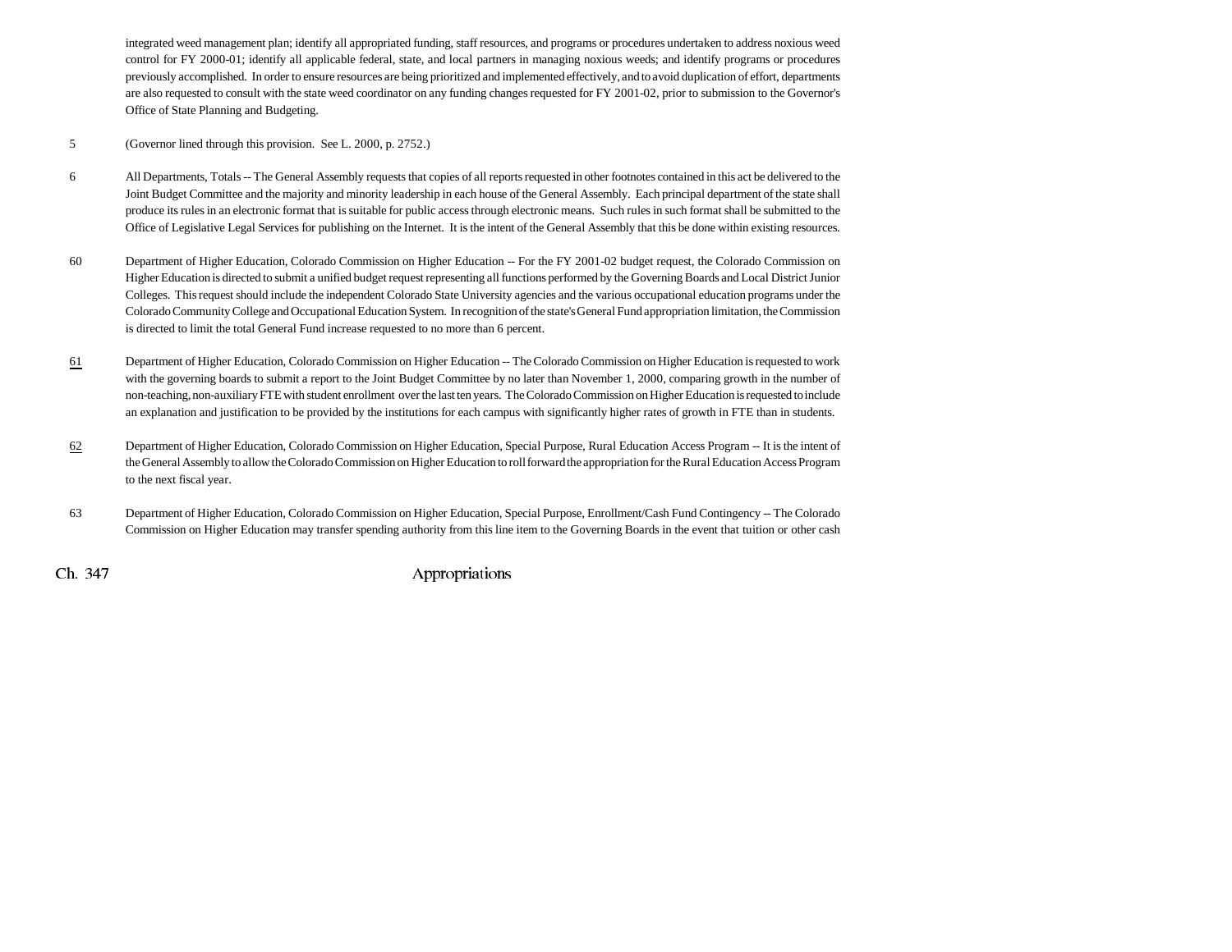integrated weed management plan; identify all appropriated funding, staff resources, and programs or procedures undertaken to address noxious weed control for FY 2000-01; identify all applicable federal, state, and local partners in managing noxious weeds; and identify programs or procedures previously accomplished. In order to ensure resources are being prioritized and implemented effectively, and to avoid duplication of effort, departments are also requested to consult with the state weed coordinator on any funding changes requested for FY 2001-02, prior to submission to the Governor's Office of State Planning and Budgeting.

5 (Governor lined through this provision. See L. 2000, p. 2752.)

6 All Departments, Totals -- The General Assembly requests that copies of all reports requested in other footnotes contained in this act be delivered to the Joint Budget Committee and the majority and minority leadership in each house of the General Assembly. Each principal department of the state shall produce its rules in an electronic format that is suitable for public access through electronic means. Such rules in such format shall be submitted to the Office of Legislative Legal Services for publishing on the Internet. It is the intent of the General Assembly that this be done within existing resources.

60 Department of Higher Education, Colorado Commission on Higher Education -- For the FY 2001-02 budget request, the Colorado Commission on Higher Education is directed to submit a unified budget request representing all functions performed by the Governing Boards and Local District Junior Colleges. This request should include the independent Colorado State University agencies and the various occupational education programs under the Colorado Community College and Occupational Education System. In recognition of the state's General Fund appropriation limitation, the Commission is directed to limit the total General Fund increase requested to no more than 6 percent.

61 Department of Higher Education, Colorado Commission on Higher Education -- The Colorado Commission on Higher Education is requested to work with the governing boards to submit a report to the Joint Budget Committee by no later than November 1, 2000, comparing growth in the number of non-teaching, non-auxiliary FTE with student enrollment over the last ten years. The Colorado Commission on Higher Education is requested to include an explanation and justification to be provided by the institutions for each campus with significantly higher rates of growth in FTE than in students.

62 Department of Higher Education, Colorado Commission on Higher Education, Special Purpose, Rural Education Access Program -- It is the intent of the General Assembly to allow the Colorado Commission on Higher Education to roll forward the appropriation for the Rural Education Access Program to the next fiscal year.

63 Department of Higher Education, Colorado Commission on Higher Education, Special Purpose, Enrollment/Cash Fund Contingency -- The Colorado Commission on Higher Education may transfer spending authority from this line item to the Governing Boards in the event that tuition or other cash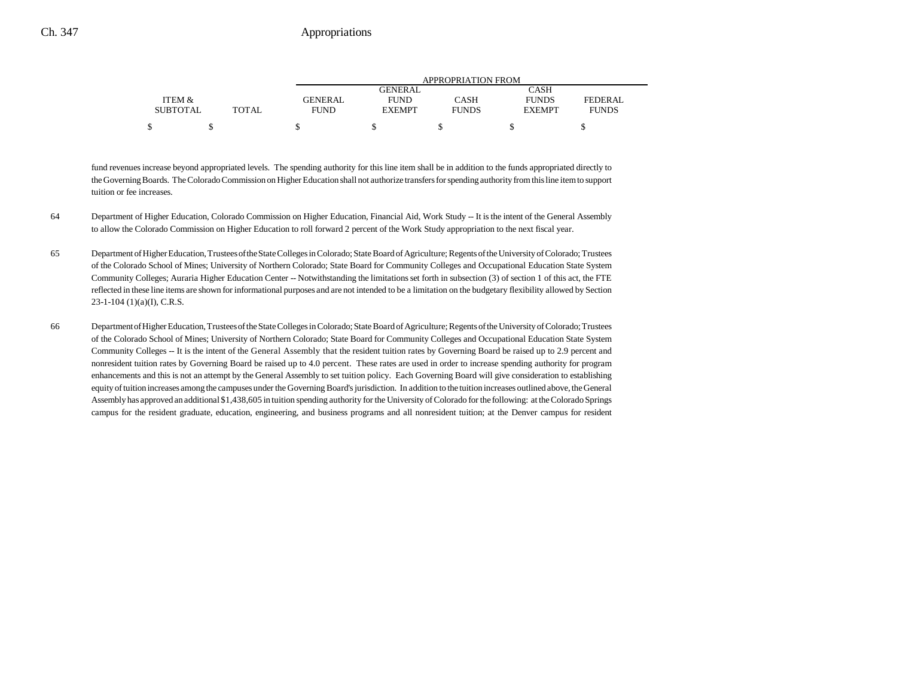| ITEM & SUBTOTAL | TOTAL | GENERAL FUND | GENERAL FUND EXEMPT | CASH FUNDS | CASH FUNDS EXEMPT | FEDERAL FUNDS |
|---|---|---|---|---|---|---|
| | | APPROPRIATION FROM | | | | |
| $ | $ | $ | $ | $ | $ | $ |

fund revenues increase beyond appropriated levels. The spending authority for this line item shall be in addition to the funds appropriated directly to the Governing Boards. The Colorado Commission on Higher Education shall not authorize transfers for spending authority from this line item to support tuition or fee increases.

64 Department of Higher Education, Colorado Commission on Higher Education, Financial Aid, Work Study -- It is the intent of the General Assembly to allow the Colorado Commission on Higher Education to roll forward 2 percent of the Work Study appropriation to the next fiscal year.

65 Department of Higher Education, Trustees of the State Colleges in Colorado; State Board of Agriculture; Regents of the University of Colorado; Trustees of the Colorado School of Mines; University of Northern Colorado; State Board for Community Colleges and Occupational Education State System Community Colleges; Auraria Higher Education Center -- Notwithstanding the limitations set forth in subsection (3) of section 1 of this act, the FTE reflected in these line items are shown for informational purposes and are not intended to be a limitation on the budgetary flexibility allowed by Section 23-1-104 (1)(a)(I), C.R.S.

66 Department of Higher Education, Trustees of the State Colleges in Colorado; State Board of Agriculture; Regents of the University of Colorado; Trustees of the Colorado School of Mines; University of Northern Colorado; State Board for Community Colleges and Occupational Education State System Community Colleges -- It is the intent of the General Assembly that the resident tuition rates by Governing Board be raised up to 2.9 percent and nonresident tuition rates by Governing Board be raised up to 4.0 percent. These rates are used in order to increase spending authority for program enhancements and this is not an attempt by the General Assembly to set tuition policy. Each Governing Board will give consideration to establishing equity of tuition increases among the campuses under the Governing Board's jurisdiction. In addition to the tuition increases outlined above, the General Assembly has approved an additional $1,438,605 in tuition spending authority for the University of Colorado for the following: at the Colorado Springs campus for the resident graduate, education, engineering, and business programs and all nonresident tuition; at the Denver campus for resident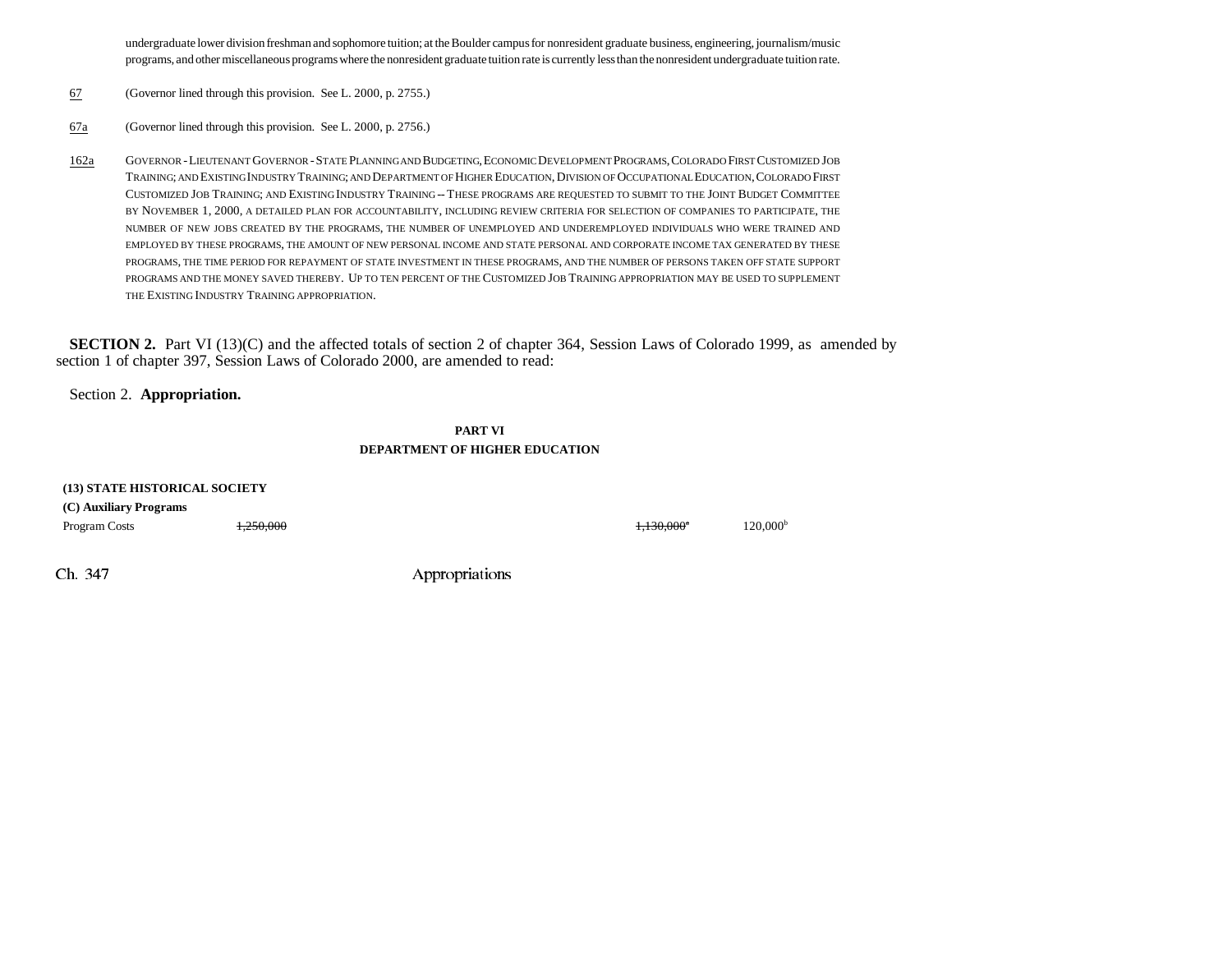undergraduate lower division freshman and sophomore tuition; at the Boulder campus for nonresident graduate business, engineering, journalism/music programs, and other miscellaneous programs where the nonresident graduate tuition rate is currently less than the nonresident undergraduate tuition rate.

67 (Governor lined through this provision. See L. 2000, p. 2755.)

67a (Governor lined through this provision. See L. 2000, p. 2756.)

162a GOVERNOR - LIEUTENANT GOVERNOR - STATE PLANNING AND BUDGETING, ECONOMIC DEVELOPMENT PROGRAMS, COLORADO FIRST CUSTOMIZED JOB TRAINING; AND EXISTING INDUSTRY TRAINING; AND DEPARTMENT OF HIGHER EDUCATION, DIVISION OF OCCUPATIONAL EDUCATION, COLORADO FIRST CUSTOMIZED JOB TRAINING; AND EXISTING INDUSTRY TRAINING -- THESE PROGRAMS ARE REQUESTED TO SUBMIT TO THE JOINT BUDGET COMMITTEE BY NOVEMBER 1, 2000, A DETAILED PLAN FOR ACCOUNTABILITY, INCLUDING REVIEW CRITERIA FOR SELECTION OF COMPANIES TO PARTICIPATE, THE NUMBER OF NEW JOBS CREATED BY THE PROGRAMS, THE NUMBER OF UNEMPLOYED AND UNDEREMPLOYED INDIVIDUALS WHO WERE TRAINED AND EMPLOYED BY THESE PROGRAMS, THE AMOUNT OF NEW PERSONAL INCOME AND STATE PERSONAL AND CORPORATE INCOME TAX GENERATED BY THESE PROGRAMS, THE TIME PERIOD FOR REPAYMENT OF STATE INVESTMENT IN THESE PROGRAMS, AND THE NUMBER OF PERSONS TAKEN OFF STATE SUPPORT PROGRAMS AND THE MONEY SAVED THEREBY. UP TO TEN PERCENT OF THE CUSTOMIZED JOB TRAINING APPROPRIATION MAY BE USED TO SUPPLEMENT THE EXISTING INDUSTRY TRAINING APPROPRIATION.

**SECTION 2.** Part VI (13)(C) and the affected totals of section 2 of chapter 364, Session Laws of Colorado 1999, as amended by section 1 of chapter 397, Session Laws of Colorado 2000, are amended to read:

Section 2. **Appropriation.**

**PART VI**
**DEPARTMENT OF HIGHER EDUCATION**

**(13) STATE HISTORICAL SOCIETY**

**(C) Auxiliary Programs**

| | | | |
|---|---|---|---|
| Program Costs | ~~1,250,000~~ | ~~1,130,000~~[a] | 120,000[b] |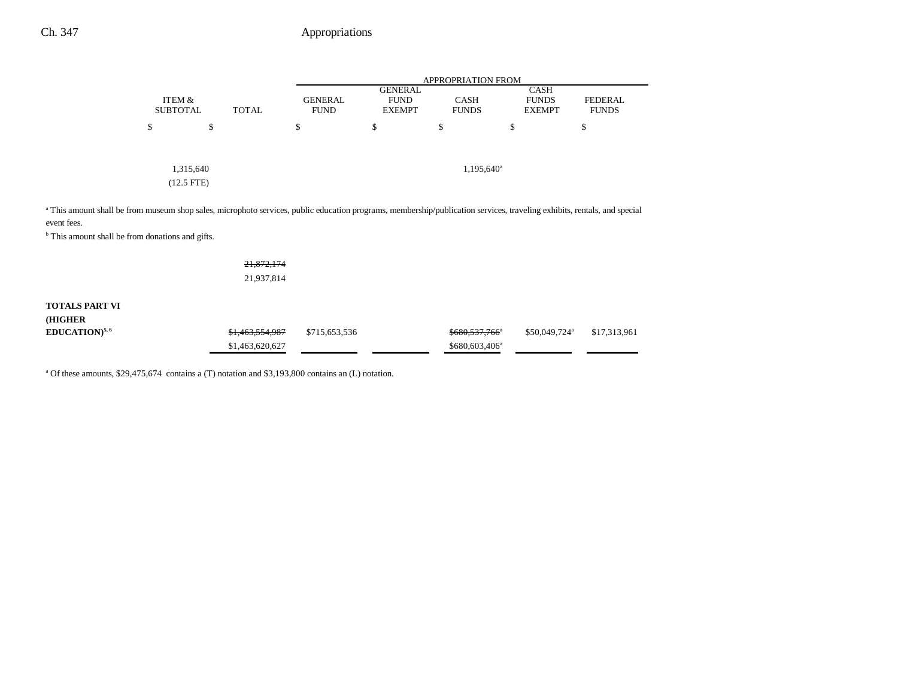| | ITEM & SUBTOTAL | TOTAL | GENERAL FUND | GENERAL FUND EXEMPT | CASH FUNDS | CASH FUNDS EXEMPT | FEDERAL FUNDS |
|---|---|---|---|---|---|---|---|
| | | | APPROPRIATION FROM | | | | |
| | $ | $ | $ | $ | $ | $ | $ |
| | 1,315,640 (12.5 FTE) | | | | 1,195,640[a] | | |

[a] This amount shall be from museum shop sales, microphoto services, public education programs, membership/publication services, traveling exhibits, rentals, and special event fees.

[b] This amount shall be from donations and gifts.

| | ITEM & SUBTOTAL | TOTAL | GENERAL FUND | GENERAL FUND EXEMPT | CASH FUNDS | CASH FUNDS EXEMPT | FEDERAL FUNDS |
|---|---|---|---|---|---|---|---|
| | | ~~21,872,174~~ 21,937,814 | | | | | |
| **TOTALS PART VI (HIGHER EDUCATION)**[5, 6] | | ~~$1,463,554,987~~ $1,463,620,627 | $715,653,536 | | ~~$680,537,766[a]~~ $680,603,406[a] | $50,049,724[a] | $17,313,961 |

[a] Of these amounts, $29,475,674 contains a (T) notation and $3,193,800 contains an (L) notation.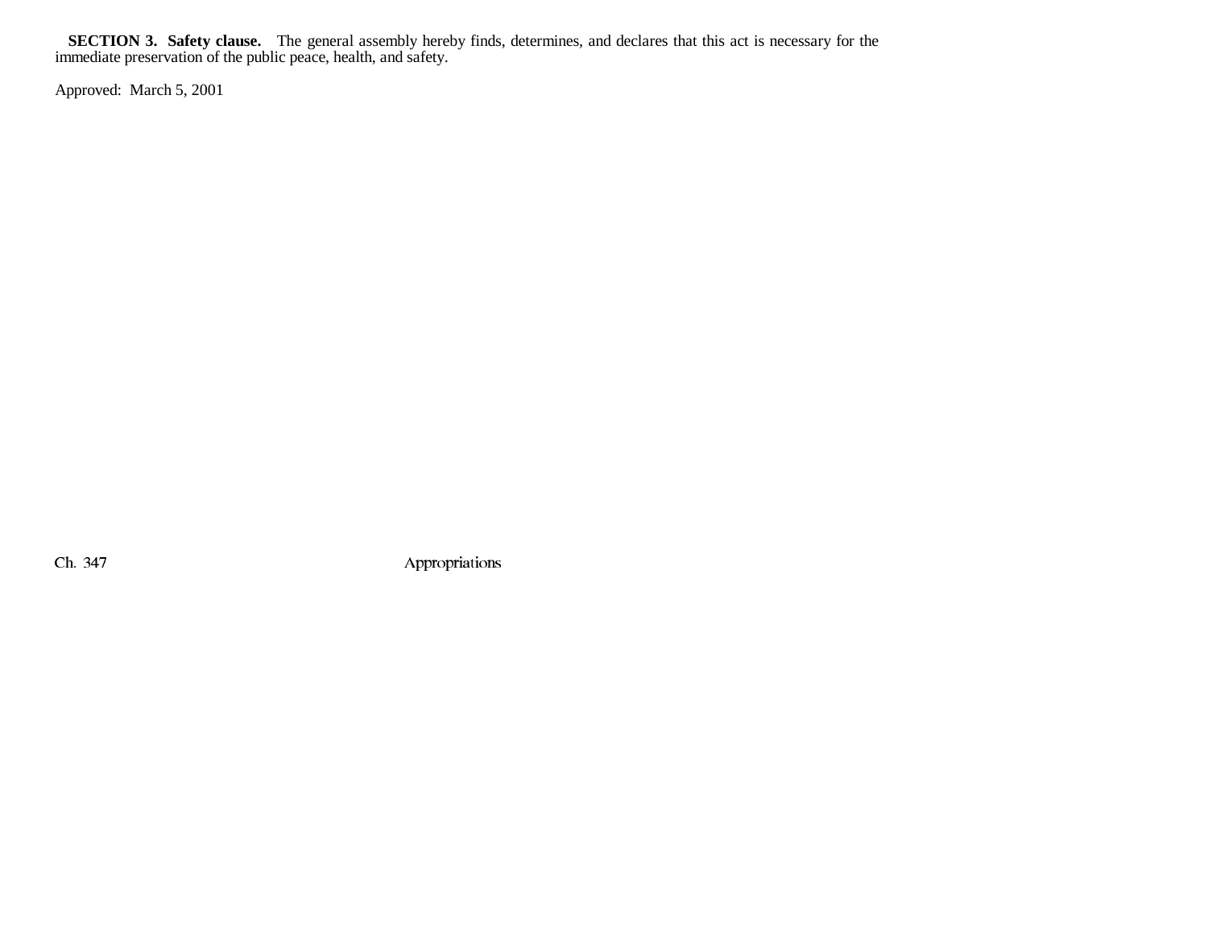**SECTION 3. Safety clause.** The general assembly hereby finds, determines, and declares that this act is necessary for the immediate preservation of the public peace, health, and safety.

Approved: March 5, 2001